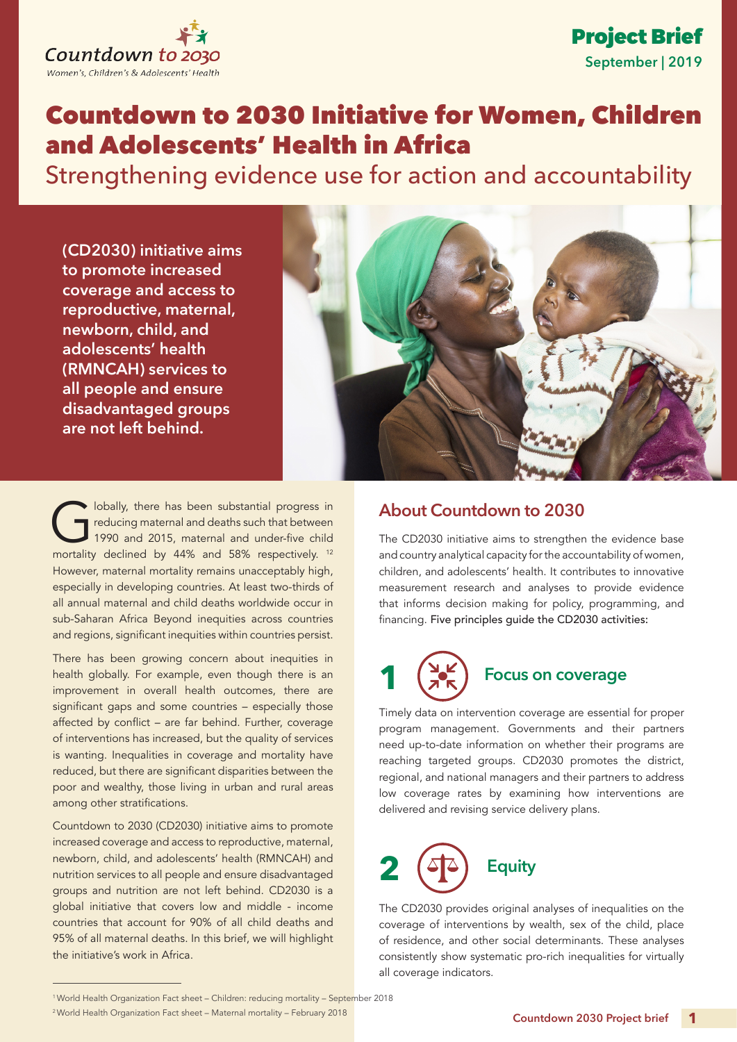Countdown to 2030
Women's, Children's & Adolescents' Health

**Project Brief**
**September | 2019**

# Countdown to 2030 Initiative for Women, Children and Adolescents' Health in Africa

## Strengthening evidence use for action and accountability

**(CD2030) initiative aims to promote increased coverage and access to reproductive, maternal, newborn, child, and adolescents' health (RMNCAH) services to all people and ensure disadvantaged groups are not left behind.**

Globally, there has been substantial progress in reducing maternal and deaths such that between 1990 and 2015, maternal and under-five child mortality declined by 44% and 58% respectively.[1,2] However, maternal mortality remains unacceptably high, especially in developing countries. At least two-thirds of all annual maternal and child deaths worldwide occur in sub-Saharan Africa Beyond inequities across countries and regions, significant inequities within countries persist.

There has been growing concern about inequities in health globally. For example, even though there is an improvement in overall health outcomes, there are significant gaps and some countries – especially those affected by conflict – are far behind. Further, coverage of interventions has increased, but the quality of services is wanting. Inequalities in coverage and mortality have reduced, but there are significant disparities between the poor and wealthy, those living in urban and rural areas among other stratifications.

Countdown to 2030 (CD2030) initiative aims to promote increased coverage and access to reproductive, maternal, newborn, child, and adolescents' health (RMNCAH) and nutrition services to all people and ensure disadvantaged groups and nutrition are not left behind. CD2030 is a global initiative that covers low and middle - income countries that account for 90% of all child deaths and 95% of all maternal deaths. In this brief, we will highlight the initiative's work in Africa.

[1] World Health Organization Fact sheet – Children: reducing mortality – September 2018

[2] World Health Organization Fact sheet – Maternal mortality – February 2018

## About Countdown to 2030

The CD2030 initiative aims to strengthen the evidence base and country analytical capacity for the accountability of women, children, and adolescents' health. It contributes to innovative measurement research and analyses to provide evidence that informs decision making for policy, programming, and financing. Five principles guide the CD2030 activities:

### 1 Focus on coverage

Timely data on intervention coverage are essential for proper program management. Governments and their partners need up-to-date information on whether their programs are reaching targeted groups. CD2030 promotes the district, regional, and national managers and their partners to address low coverage rates by examining how interventions are delivered and revising service delivery plans.

### 2 Equity

The CD2030 provides original analyses of inequalities on the coverage of interventions by wealth, sex of the child, place of residence, and other social determinants. These analyses consistently show systematic pro-rich inequalities for virtually all coverage indicators.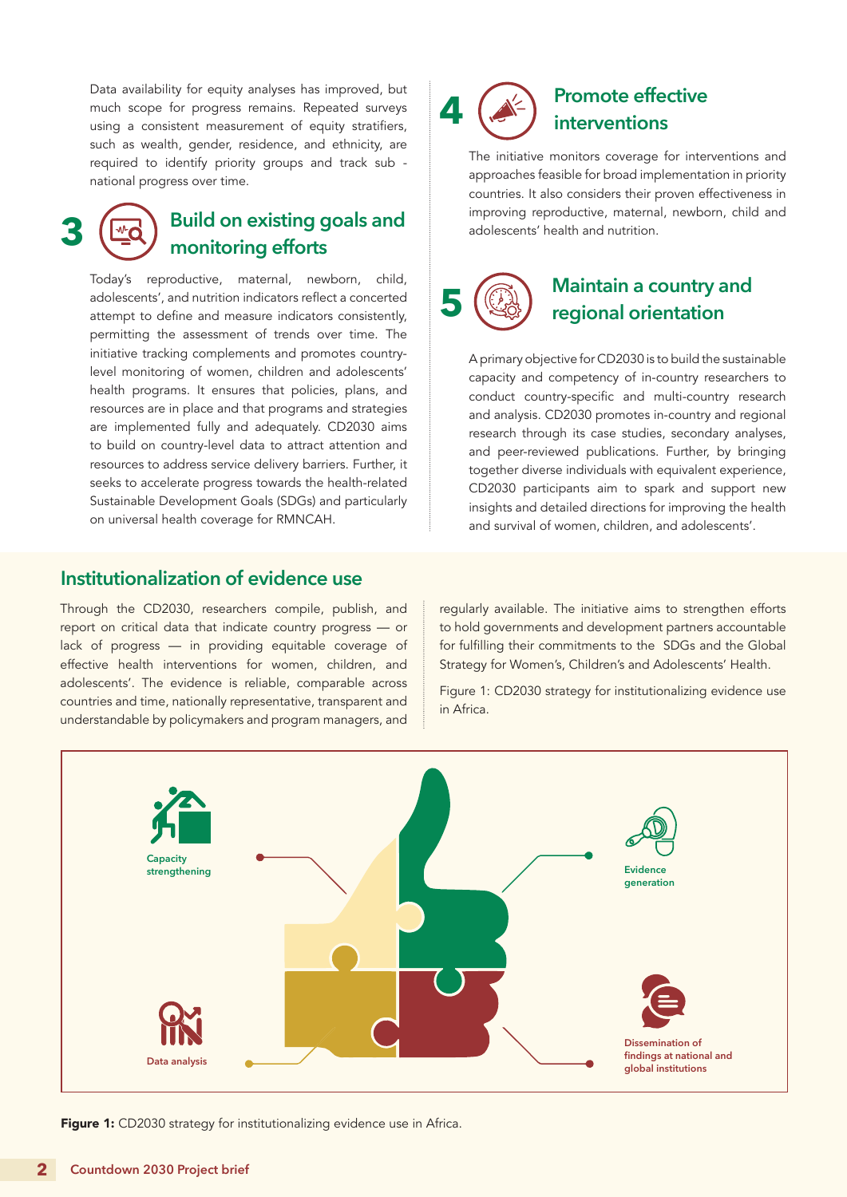Data availability for equity analyses has improved, but much scope for progress remains. Repeated surveys using a consistent measurement of equity stratifiers, such as wealth, gender, residence, and ethnicity, are required to identify priority groups and track sub - national progress over time.

## 3 Build on existing goals and monitoring efforts

Today's reproductive, maternal, newborn, child, adolescents', and nutrition indicators reflect a concerted attempt to define and measure indicators consistently, permitting the assessment of trends over time. The initiative tracking complements and promotes country-level monitoring of women, children and adolescents' health programs. It ensures that policies, plans, and resources are in place and that programs and strategies are implemented fully and adequately. CD2030 aims to build on country-level data to attract attention and resources to address service delivery barriers. Further, it seeks to accelerate progress towards the health-related Sustainable Development Goals (SDGs) and particularly on universal health coverage for RMNCAH.

## 4 Promote effective interventions

The initiative monitors coverage for interventions and approaches feasible for broad implementation in priority countries. It also considers their proven effectiveness in improving reproductive, maternal, newborn, child and adolescents' health and nutrition.

## 5 Maintain a country and regional orientation

A primary objective for CD2030 is to build the sustainable capacity and competency of in-country researchers to conduct country-specific and multi-country research and analysis. CD2030 promotes in-country and regional research through its case studies, secondary analyses, and peer-reviewed publications. Further, by bringing together diverse individuals with equivalent experience, CD2030 participants aim to spark and support new insights and detailed directions for improving the health and survival of women, children, and adolescents'.

## Institutionalization of evidence use

Through the CD2030, researchers compile, publish, and report on critical data that indicate country progress — or lack of progress — in providing equitable coverage of effective health interventions for women, children, and adolescents'. The evidence is reliable, comparable across countries and time, nationally representative, transparent and understandable by policymakers and program managers, and regularly available. The initiative aims to strengthen efforts to hold governments and development partners accountable for fulfilling their commitments to the SDGs and the Global Strategy for Women's, Children's and Adolescents' Health.

Figure 1: CD2030 strategy for institutionalizing evidence use in Africa.

Capacity strengthening

Evidence generation

Data analysis

Dissemination of findings at national and global institutions

**Figure 1:** CD2030 strategy for institutionalizing evidence use in Africa.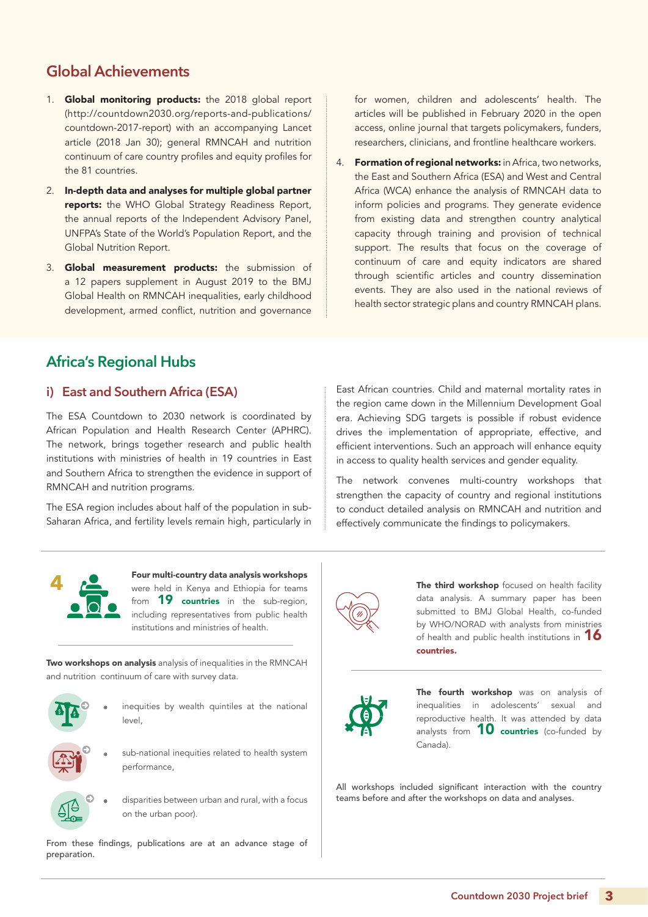## Global Achievements

1. **Global monitoring products:** the 2018 global report (http://countdown2030.org/reports-and-publications/countdown-2017-report) with an accompanying Lancet article (2018 Jan 30); general RMNCAH and nutrition continuum of care country profiles and equity profiles for the 81 countries.
2. **In-depth data and analyses for multiple global partner reports:** the WHO Global Strategy Readiness Report, the annual reports of the Independent Advisory Panel, UNFPA's State of the World's Population Report, and the Global Nutrition Report.
3. **Global measurement products:** the submission of a 12 papers supplement in August 2019 to the BMJ Global Health on RMNCAH inequalities, early childhood development, armed conflict, nutrition and governance for women, children and adolescents' health. The articles will be published in February 2020 in the open access, online journal that targets policymakers, funders, researchers, clinicians, and frontline healthcare workers.
4. **Formation of regional networks:** in Africa, two networks, the East and Southern Africa (ESA) and West and Central Africa (WCA) enhance the analysis of RMNCAH data to inform policies and programs. They generate evidence from existing data and strengthen country analytical capacity through training and provision of technical support. The results that focus on the coverage of continuum of care and equity indicators are shared through scientific articles and country dissemination events. They are also used in the national reviews of health sector strategic plans and country RMNCAH plans.

## Africa's Regional Hubs

### i) East and Southern Africa (ESA)

The ESA Countdown to 2030 is coordinated by African Population and Health Research Center (APHRC). The network, brings together research and public health institutions with ministries of health in 19 countries in East and Southern Africa to strengthen the evidence in support of RMNCAH and nutrition programs.

The ESA region includes about half of the population in sub-Saharan Africa, and fertility levels remain high, particularly in East African countries. Child and maternal mortality rates in the region came down in the Millennium Development Goal era. Achieving SDG targets is possible if robust evidence drives the implementation of appropriate, effective, and efficient interventions. Such an approach will enhance equity in access to quality health services and gender equality.

The network convenes multi-country workshops that strengthen the capacity of country and regional institutions to conduct detailed analysis on RMNCAH and nutrition and effectively communicate the findings to policymakers.

**4**

**Four multi-country data analysis workshops** were held in Kenya and Ethiopia for teams from **19 countries** in the sub-region, including representatives from public health institutions and ministries of health.

**Two workshops on analysis** analysis of inequalities in the RMNCAH and nutrition continuum of care with survey data.

- inequities by wealth quintiles at the national level,
- sub-national inequities related to health system performance,
- disparities between urban and rural, with a focus on the urban poor).

From these findings, publications are at an advance stage of preparation.

**The third workshop** focused on health facility data analysis. A summary paper has been submitted to BMJ Global Health, co-funded by WHO/NORAD with analysts from ministries of health and public health institutions in **16 countries.**

**The fourth workshop** was on analysis of inequalities in adolescents' sexual and reproductive health. It was attended by data analysts from **10 countries** (co-funded by Canada).

All workshops included significant interaction with the country teams before and after the workshops on data and analyses.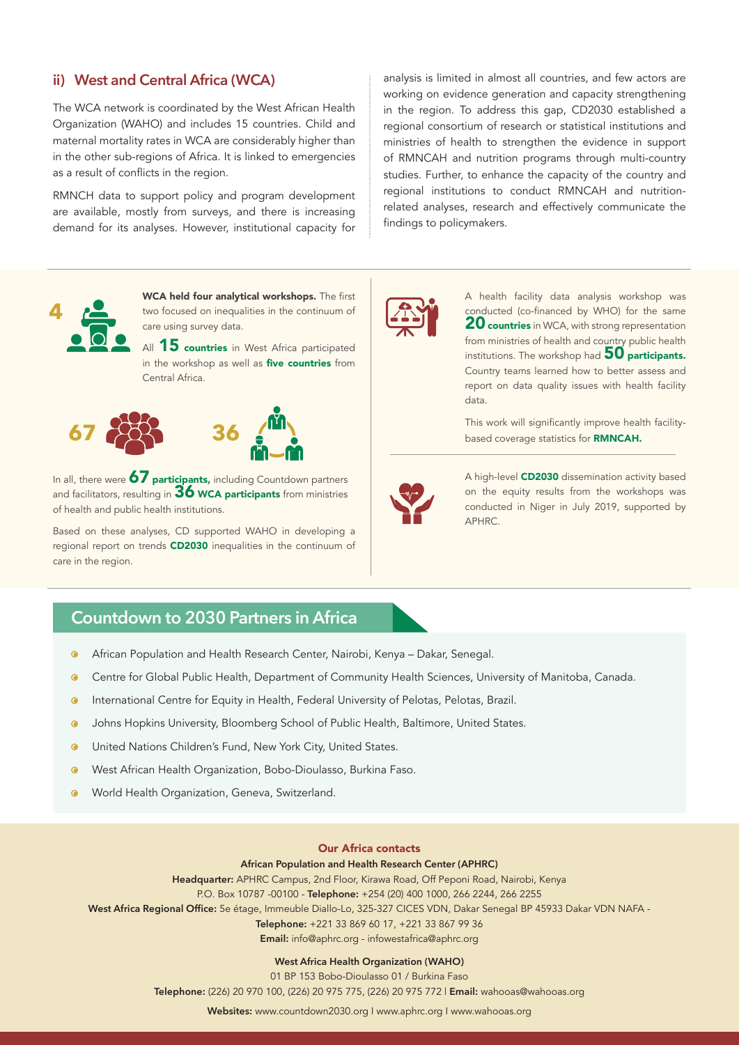## ii) West and Central Africa (WCA)

The WCA network is coordinated by the West African Health Organization (WAHO) and includes 15 countries. Child and maternal mortality rates in WCA are considerably higher than in the other sub-regions of Africa. It is linked to emergencies as a result of conflicts in the region.

RMNCH data to support policy and program development are available, mostly from surveys, and there is increasing demand for its analyses. However, institutional capacity for analysis is limited in almost all countries, and few actors are working on evidence generation and capacity strengthening in the region. To address this gap, CD2030 established a regional consortium of research or statistical institutions and ministries of health to strengthen the evidence in support of RMNCAH and nutrition programs through multi-country studies. Further, to enhance the capacity of the country and regional institutions to conduct RMNCAH and nutrition-related analyses, research and effectively communicate the findings to policymakers.

4

**WCA held four analytical workshops.** The first two focused on inequalities in the continuum of care using survey data.

All **15 countries** in West Africa participated in the workshop as well as **five countries** from Central Africa.

67

36

In all, there were **67 participants,** including Countdown partners and facilitators, resulting in **36 WCA participants** from ministries of health and public health institutions.

Based on these analyses, CD supported WAHO in developing a regional report on trends **CD2030** inequalities in the continuum of care in the region.

A health facility data analysis workshop was conducted (co-financed by WHO) for the same **20 countries** in WCA, with strong representation from ministries of health and country public health institutions. The workshop had **50 participants.** Country teams learned how to better assess and report on data quality issues with health facility data.

This work will significantly improve health facility-based coverage statistics for **RMNCAH.**

A high-level **CD2030** dissemination activity based on the equity results from the workshops was conducted in Niger in July 2019, supported by APHRC.

## Countdown to 2030 Partners in Africa

- African Population and Health Research Center, Nairobi, Kenya – Dakar, Senegal.
- Centre for Global Public Health, Department of Community Health Sciences, University of Manitoba, Canada.
- International Centre for Equity in Health, Federal University of Pelotas, Pelotas, Brazil.
- Johns Hopkins University, Bloomberg School of Public Health, Baltimore, United States.
- United Nations Children's Fund, New York City, United States.
- West African Health Organization, Bobo-Dioulasso, Burkina Faso.
- World Health Organization, Geneva, Switzerland.

**Our Africa contacts**

**African Population and Health Research Center (APHRC)**

**Headquarter:** APHRC Campus, 2nd Floor, Kirawa Road, Off Peponi Road, Nairobi, Kenya
P.O. Box 10787 -00100 - **Telephone:** +254 (20) 400 1000, 266 2244, 266 2255
**West Africa Regional Office:** 5e étage, Immeuble Diallo-Lo, 325-327 CICES VDN, Dakar Senegal BP 45933 Dakar VDN NAFA -
**Telephone:** +221 33 869 60 17, +221 33 867 99 36
**Email:** info@aphrc.org - infowestafrica@aphrc.org

**West Africa Health Organization (WAHO)**

01 BP 153 Bobo-Dioulasso 01 / Burkina Faso
**Telephone:** (226) 20 970 100, (226) 20 975 775, (226) 20 975 772 | **Email:** wahooas@wahooas.org

**Websites:** www.countdown2030.org I www.aphrc.org I www.wahooas.org